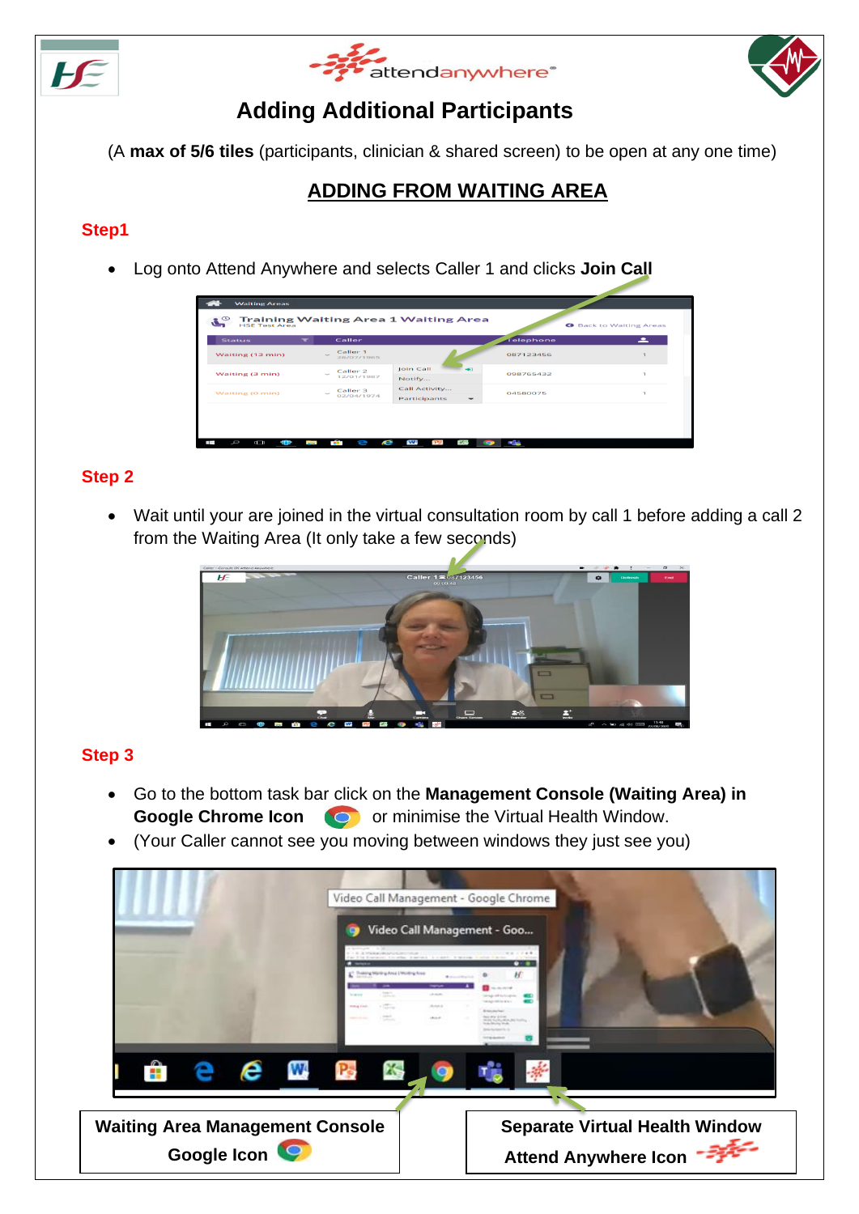# Adding Additional Participants

(A **max of 5/6 tiles** (participants, clinician & shared screen) to be open at any one time)

## ADDING FROM WAITING AREA

### Step1

- Log onto Attend Anywhere and selects Caller 1 and clicks **Join Call**

### Step 2

- Wait until your are joined in the virtual consultation room by call 1 before adding a call 2 from the Waiting Area (It only take a few seconds)

### Step 3

- Go to the bottom task bar click on the **Management Console (Waiting Area) in Google Chrome Icon** or minimise the Virtual Health Window.
- (Your Caller cannot see you moving between windows they just see you)

**Waiting Area Management Console Google Icon**

**Separate Virtual Health Window Attend Anywhere Icon**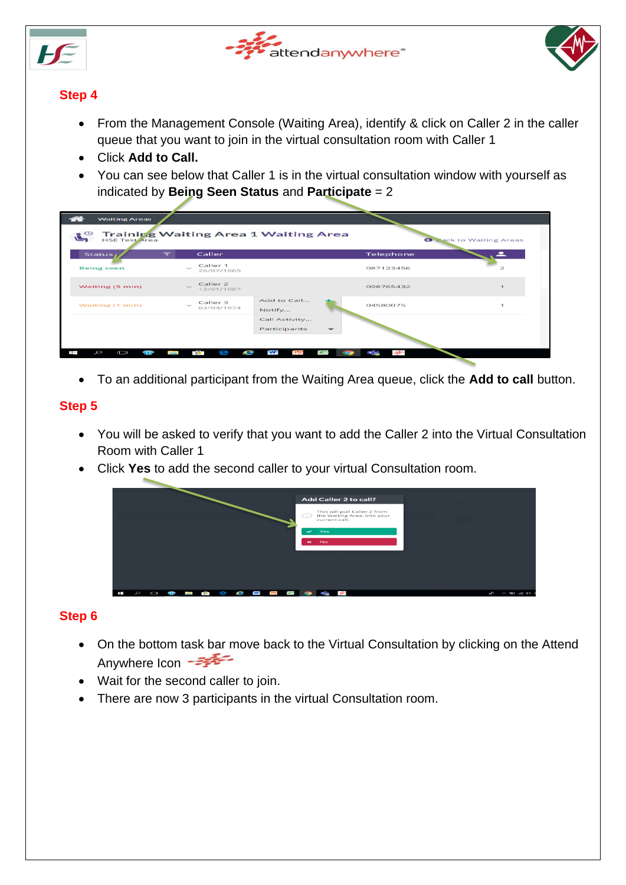## Step 4

- From the Management Console (Waiting Area), identify & click on Caller 2 in the caller queue that you want to join in the virtual consultation room with Caller 1
- Click **Add to Call.**
- You can see below that Caller 1 is in the virtual consultation window with yourself as indicated by **Being Seen Status** and **Participate** = 2

- To an additional participant from the Waiting Area queue, click the **Add to call** button.

## Step 5

- You will be asked to verify that you want to add the Caller 2 into the Virtual Consultation Room with Caller 1
- Click **Yes** to add the second caller to your virtual Consultation room.

## Step 6

- On the bottom task bar move back to the Virtual Consultation by clicking on the Attend Anywhere Icon
- Wait for the second caller to join.
- There are now 3 participants in the virtual Consultation room.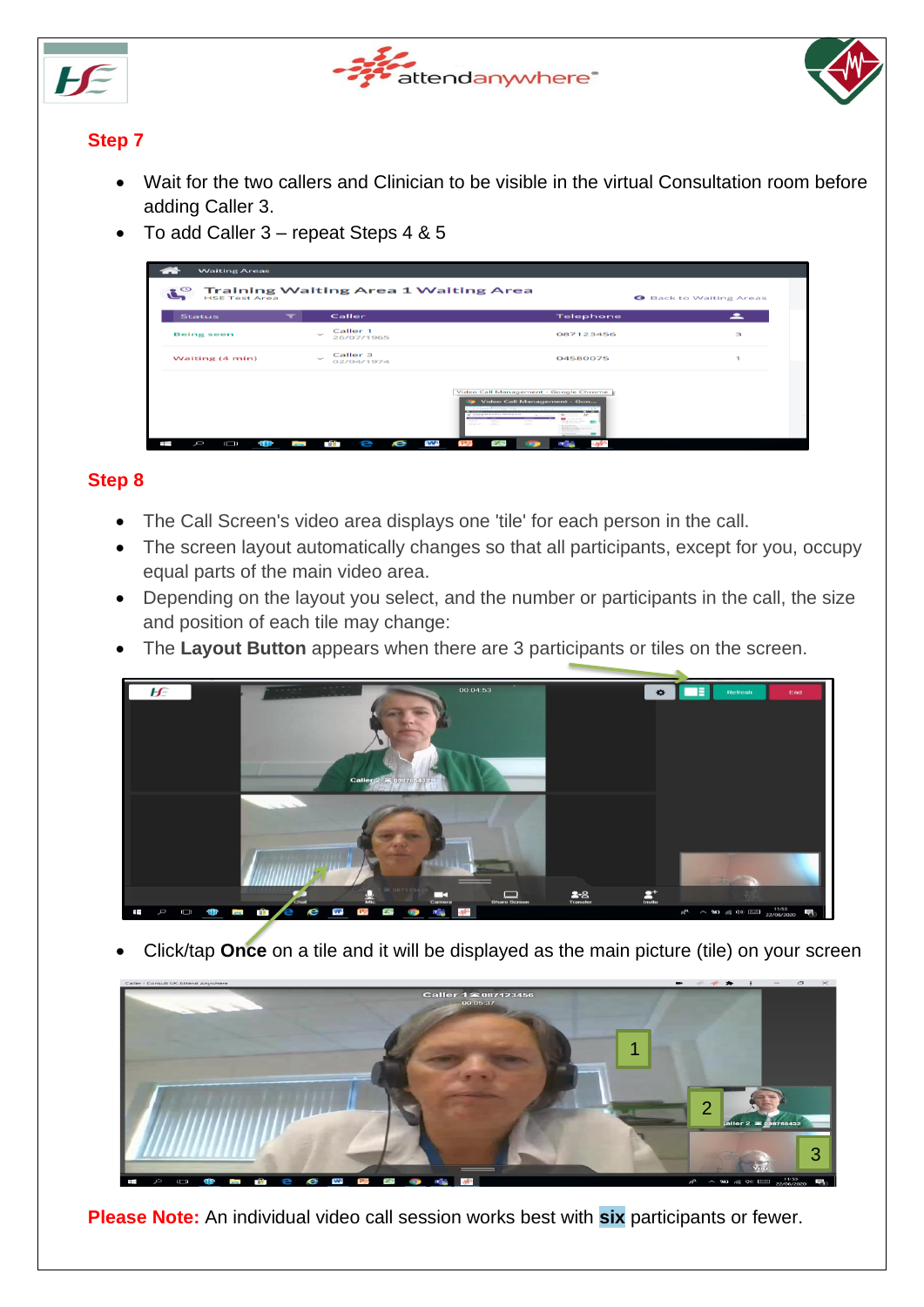## Step 7

- Wait for the two callers and Clinician to be visible in the virtual Consultation room before adding Caller 3.
- To add Caller 3 – repeat Steps 4 & 5

## Step 8

- The Call Screen's video area displays one 'tile' for each person in the call.
- The screen layout automatically changes so that all participants, except for you, occupy equal parts of the main video area.
- Depending on the layout you select, and the number or participants in the call, the size and position of each tile may change:
- The **Layout Button** appears when there are 3 participants or tiles on the screen.

- Click/tap **Once** on a tile and it will be displayed as the main picture (tile) on your screen

**Please Note:** An individual video call session works best with **six** participants or fewer.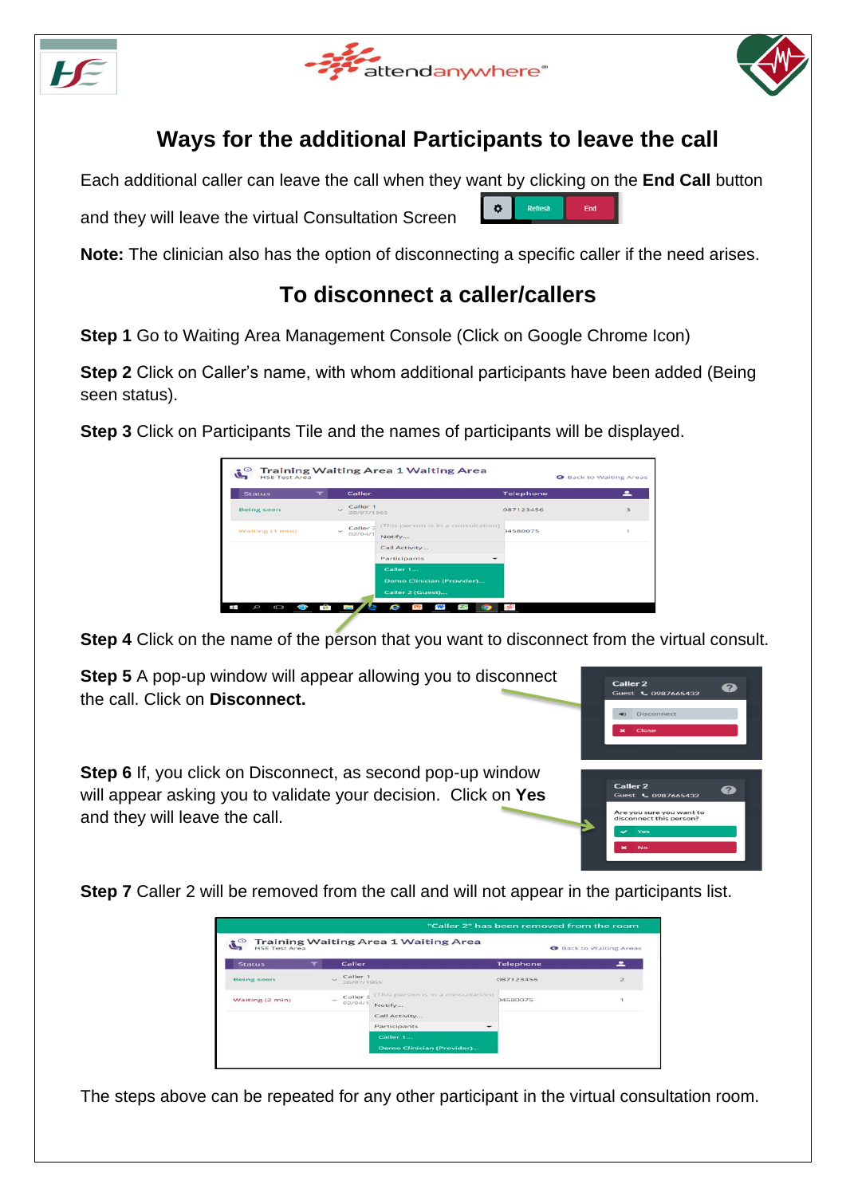## Ways for the additional Participants to leave the call

Each additional caller can leave the call when they want by clicking on the **End Call** button and they will leave the virtual Consultation Screen

**Note:** The clinician also has the option of disconnecting a specific caller if the need arises.

## To disconnect a caller/callers

**Step 1** Go to Waiting Area Management Console (Click on Google Chrome Icon)

**Step 2** Click on Caller's name, with whom additional participants have been added (Being seen status).

**Step 3** Click on Participants Tile and the names of participants will be displayed.

**Step 4** Click on the name of the person that you want to disconnect from the virtual consult.

**Step 5** A pop-up window will appear allowing you to disconnect the call. Click on **Disconnect.**

**Step 6** If, you click on Disconnect, as second pop-up window will appear asking you to validate your decision. Click on **Yes** and they will leave the call.

**Step 7** Caller 2 will be removed from the call and will not appear in the participants list.

The steps above can be repeated for any other participant in the virtual consultation room.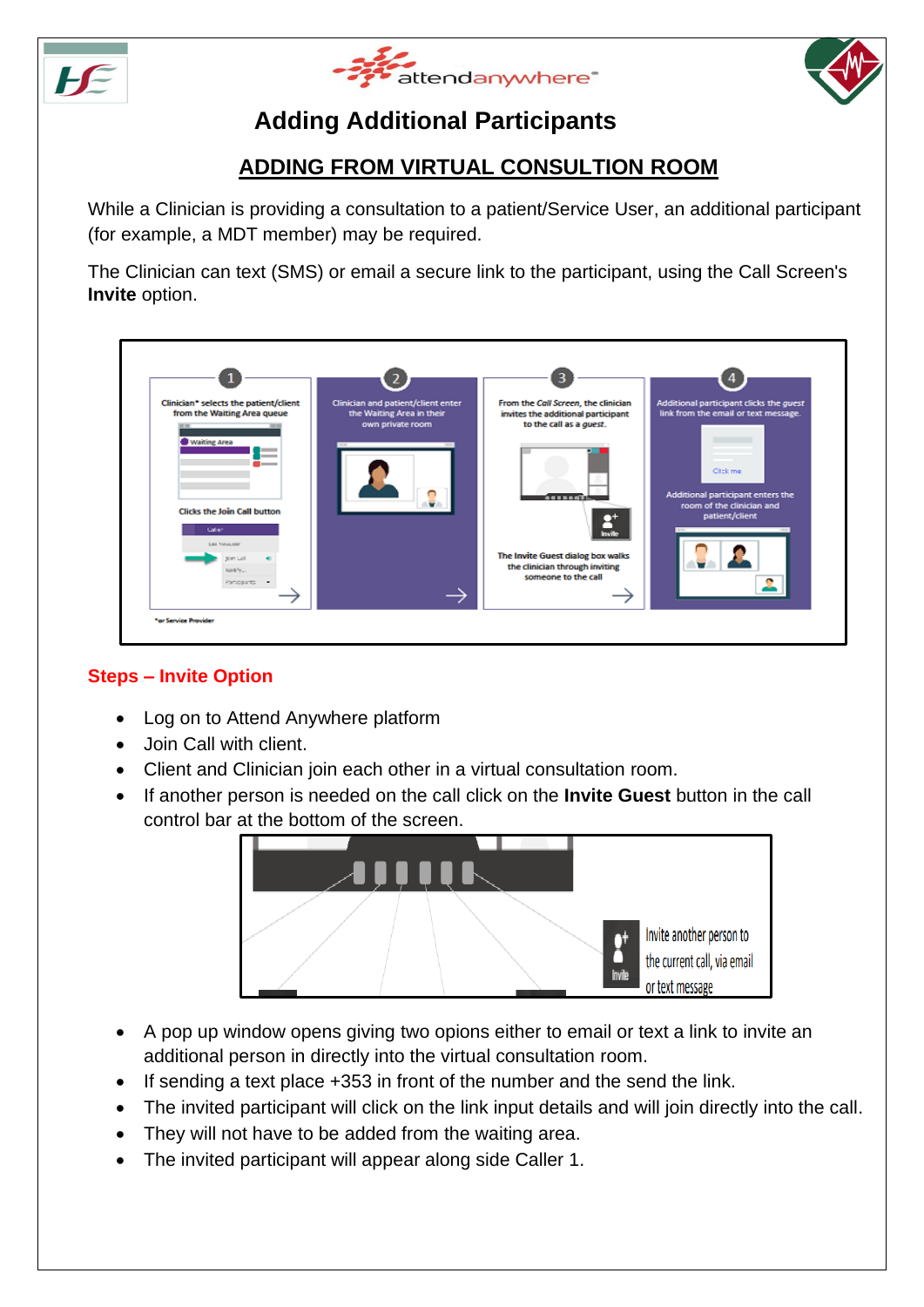# Adding Additional Participants

## ADDING FROM VIRTUAL CONSULTION ROOM

While a Clinician is providing a consultation to a patient/Service User, an additional participant (for example, a MDT member) may be required.

The Clinician can text (SMS) or email a secure link to the participant, using the Call Screen's **Invite** option.

1. Clinician* selects the patient/client from the Waiting Area queue. Clicks the Join Call button
2. Clinician and patient/client enter the Waiting Area in their own private room
3. From the *Call Screen*, the clinician invites the additional participant to the call as a *guest*. The Invite Guest dialog box walks the clinician through inviting someone to the call
4. Additional participant clicks the guest link from the email or text message. Additional participant enters the room of the clinician and patient/client

*or Service Provider

### Steps – Invite Option

- Log on to Attend Anywhere platform
- Join Call with client.
- Client and Clinician join each other in a virtual consultation room.
- If another person is needed on the call click on the **Invite Guest** button in the call control bar at the bottom of the screen.

Invite another person to the current call, via email or text message

- A pop up window opens giving two opions either to email or text a link to invite an additional person in directly into the virtual consultation room.
- If sending a text place +353 in front of the number and the send the link.
- The invited participant will click on the link input details and will join directly into the call.
- They will not have to be added from the waiting area.
- The invited participant will appear along side Caller 1.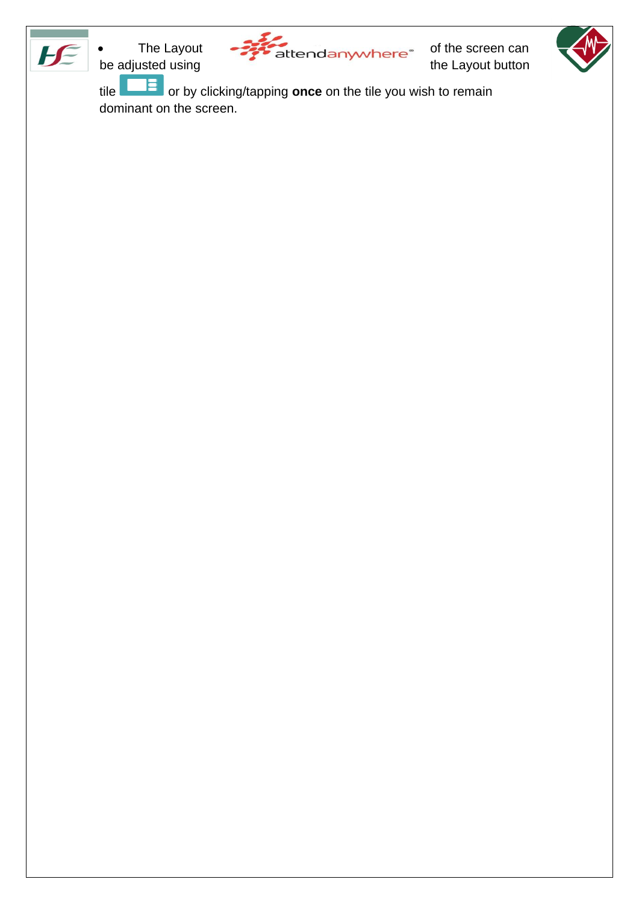- The Layout of the screen can be adjusted using the Layout button tile or by clicking/tapping **once** on the tile you wish to remain dominant on the screen.